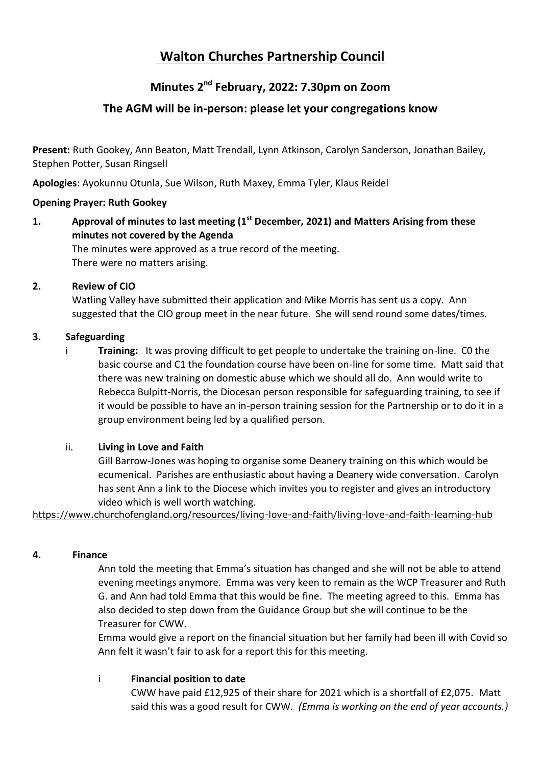# Walton Churches Partnership Council

## Minutes 2[nd] February, 2022: 7.30pm on Zoom

## The AGM will be in-person: please let your congregations know

**Present:** Ruth Gookey, Ann Beaton, Matt Trendall, Lynn Atkinson, Carolyn Sanderson, Jonathan Bailey, Stephen Potter, Susan Ringsell

**Apologies**: Ayokunnu Otunla, Sue Wilson, Ruth Maxey, Emma Tyler, Klaus Reidel

**Opening Prayer: Ruth Gookey**

**1. Approval of minutes to last meeting (1[st] December, 2021) and Matters Arising from these minutes not covered by the Agenda**

The minutes were approved as a true record of the meeting.
There were no matters arising.

**2. Review of CIO**

Watling Valley have submitted their application and Mike Morris has sent us a copy. Ann suggested that the CIO group meet in the near future. She will send round some dates/times.

**3. Safeguarding**

i **Training:** It was proving difficult to get people to undertake the training on-line. C0 the basic course and C1 the foundation course have been on-line for some time. Matt said that there was new training on domestic abuse which we should all do. Ann would write to Rebecca Bulpitt-Norris, the Diocesan person responsible for safeguarding training, to see if it would be possible to have an in-person training session for the Partnership or to do it in a group environment being led by a qualified person.

ii. **Living in Love and Faith**

Gill Barrow-Jones was hoping to organise some Deanery training on this which would be ecumenical. Parishes are enthusiastic about having a Deanery wide conversation. Carolyn has sent Ann a link to the Diocese which invites you to register and gives an introductory video which is well worth watching.

https://www.churchofengland.org/resources/living-love-and-faith/living-love-and-faith-learning-hub

**4. Finance**

Ann told the meeting that Emma's situation has changed and she will not be able to attend evening meetings anymore. Emma was very keen to remain as the WCP Treasurer and Ruth G. and Ann had told Emma that this would be fine. The meeting agreed to this. Emma has also decided to step down from the Guidance Group but she will continue to be the Treasurer for CWW.

Emma would give a report on the financial situation but her family had been ill with Covid so Ann felt it wasn't fair to ask for a report this for this meeting.

i **Financial position to date**

CWW have paid £12,925 of their share for 2021 which is a shortfall of £2,075. Matt said this was a good result for CWW. *(Emma is working on the end of year accounts.)*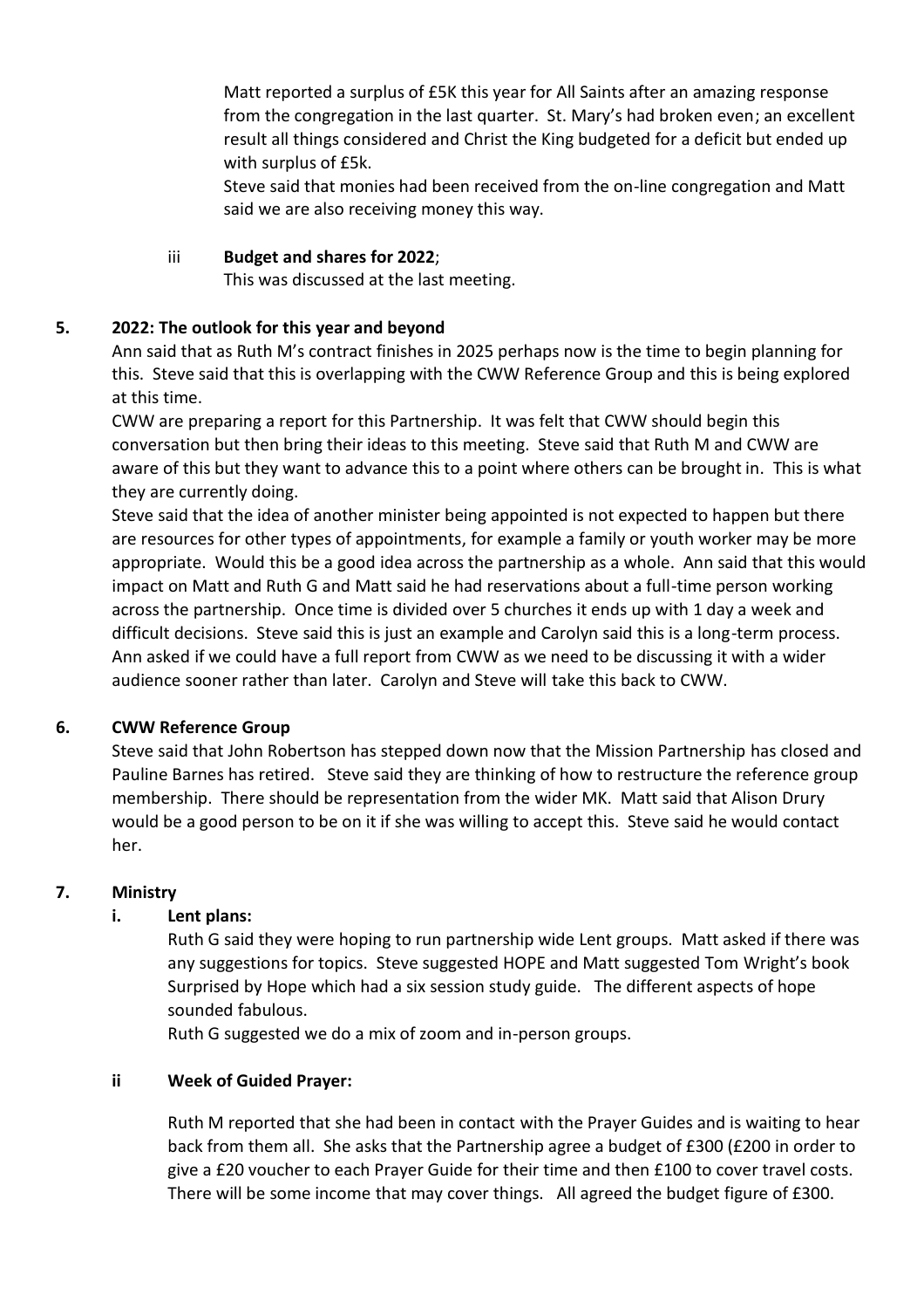Matt reported a surplus of £5K this year for All Saints after an amazing response from the congregation in the last quarter. St. Mary's had broken even; an excellent result all things considered and Christ the King budgeted for a deficit but ended up with surplus of £5k.

Steve said that monies had been received from the on-line congregation and Matt said we are also receiving money this way.

iii **Budget and shares for 2022**;

This was discussed at the last meeting.

## 5. 2022: The outlook for this year and beyond

Ann said that as Ruth M's contract finishes in 2025 perhaps now is the time to begin planning for this. Steve said that this is overlapping with the CWW Reference Group and this is being explored at this time.

CWW are preparing a report for this Partnership. It was felt that CWW should begin this conversation but then bring their ideas to this meeting. Steve said that Ruth M and CWW are aware of this but they want to advance this to a point where others can be brought in. This is what they are currently doing.

Steve said that the idea of another minister being appointed is not expected to happen but there are resources for other types of appointments, for example a family or youth worker may be more appropriate. Would this be a good idea across the partnership as a whole. Ann said that this would impact on Matt and Ruth G and Matt said he had reservations about a full-time person working across the partnership. Once time is divided over 5 churches it ends up with 1 day a week and difficult decisions. Steve said this is just an example and Carolyn said this is a long-term process. Ann asked if we could have a full report from CWW as we need to be discussing it with a wider audience sooner rather than later. Carolyn and Steve will take this back to CWW.

## 6. CWW Reference Group

Steve said that John Robertson has stepped down now that the Mission Partnership has closed and Pauline Barnes has retired. Steve said they are thinking of how to restructure the reference group membership. There should be representation from the wider MK. Matt said that Alison Drury would be a good person to be on it if she was willing to accept this. Steve said he would contact her.

## 7. Ministry

### i. Lent plans:

Ruth G said they were hoping to run partnership wide Lent groups. Matt asked if there was any suggestions for topics. Steve suggested HOPE and Matt suggested Tom Wright's book Surprised by Hope which had a six session study guide. The different aspects of hope sounded fabulous.

Ruth G suggested we do a mix of zoom and in-person groups.

### ii Week of Guided Prayer:

Ruth M reported that she had been in contact with the Prayer Guides and is waiting to hear back from them all. She asks that the Partnership agree a budget of £300 (£200 in order to give a £20 voucher to each Prayer Guide for their time and then £100 to cover travel costs. There will be some income that may cover things. All agreed the budget figure of £300.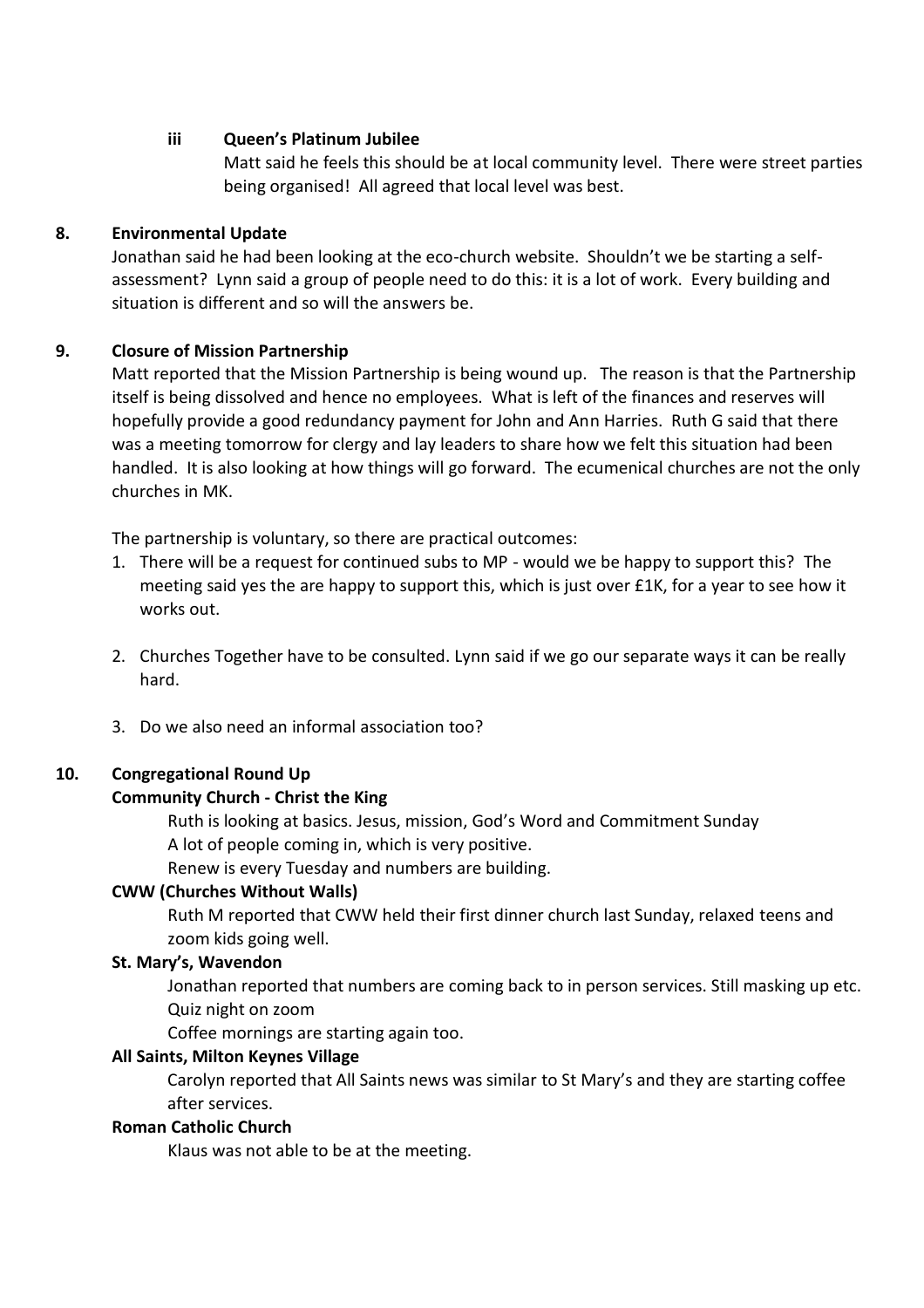### iii Queen's Platinum Jubilee

Matt said he feels this should be at local community level. There were street parties being organised! All agreed that local level was best.

## 8. Environmental Update

Jonathan said he had been looking at the eco-church website. Shouldn't we be starting a self-assessment? Lynn said a group of people need to do this: it is a lot of work. Every building and situation is different and so will the answers be.

## 9. Closure of Mission Partnership

Matt reported that the Mission Partnership is being wound up. The reason is that the Partnership itself is being dissolved and hence no employees. What is left of the finances and reserves will hopefully provide a good redundancy payment for John and Ann Harries. Ruth G said that there was a meeting tomorrow for clergy and lay leaders to share how we felt this situation had been handled. It is also looking at how things will go forward. The ecumenical churches are not the only churches in MK.

The partnership is voluntary, so there are practical outcomes:

1. There will be a request for continued subs to MP - would we be happy to support this? The meeting said yes the are happy to support this, which is just over £1K, for a year to see how it works out.

2. Churches Together have to be consulted. Lynn said if we go our separate ways it can be really hard.

3. Do we also need an informal association too?

## 10. Congregational Round Up

**Community Church - Christ the King**

Ruth is looking at basics. Jesus, mission, God's Word and Commitment Sunday
A lot of people coming in, which is very positive.
Renew is every Tuesday and numbers are building.

**CWW (Churches Without Walls)**

Ruth M reported that CWW held their first dinner church last Sunday, relaxed teens and zoom kids going well.

**St. Mary's, Wavendon**

Jonathan reported that numbers are coming back to in person services. Still masking up etc.
Quiz night on zoom
Coffee mornings are starting again too.

**All Saints, Milton Keynes Village**

Carolyn reported that All Saints news was similar to St Mary's and they are starting coffee after services.

**Roman Catholic Church**

Klaus was not able to be at the meeting.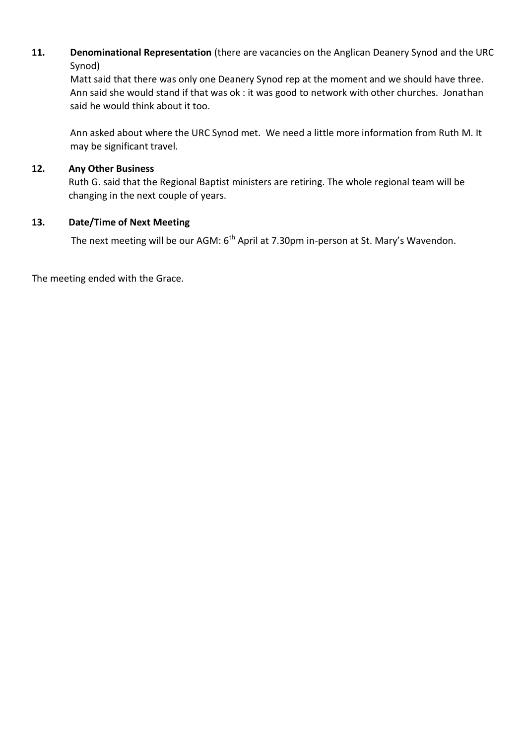**11. Denominational Representation** (there are vacancies on the Anglican Deanery Synod and the URC Synod)

Matt said that there was only one Deanery Synod rep at the moment and we should have three. Ann said she would stand if that was ok : it was good to network with other churches. Jonathan said he would think about it too.

Ann asked about where the URC Synod met. We need a little more information from Ruth M. It may be significant travel.

**12. Any Other Business**

Ruth G. said that the Regional Baptist ministers are retiring. The whole regional team will be changing in the next couple of years.

**13. Date/Time of Next Meeting**

The next meeting will be our AGM: 6th April at 7.30pm in-person at St. Mary's Wavendon.

The meeting ended with the Grace.